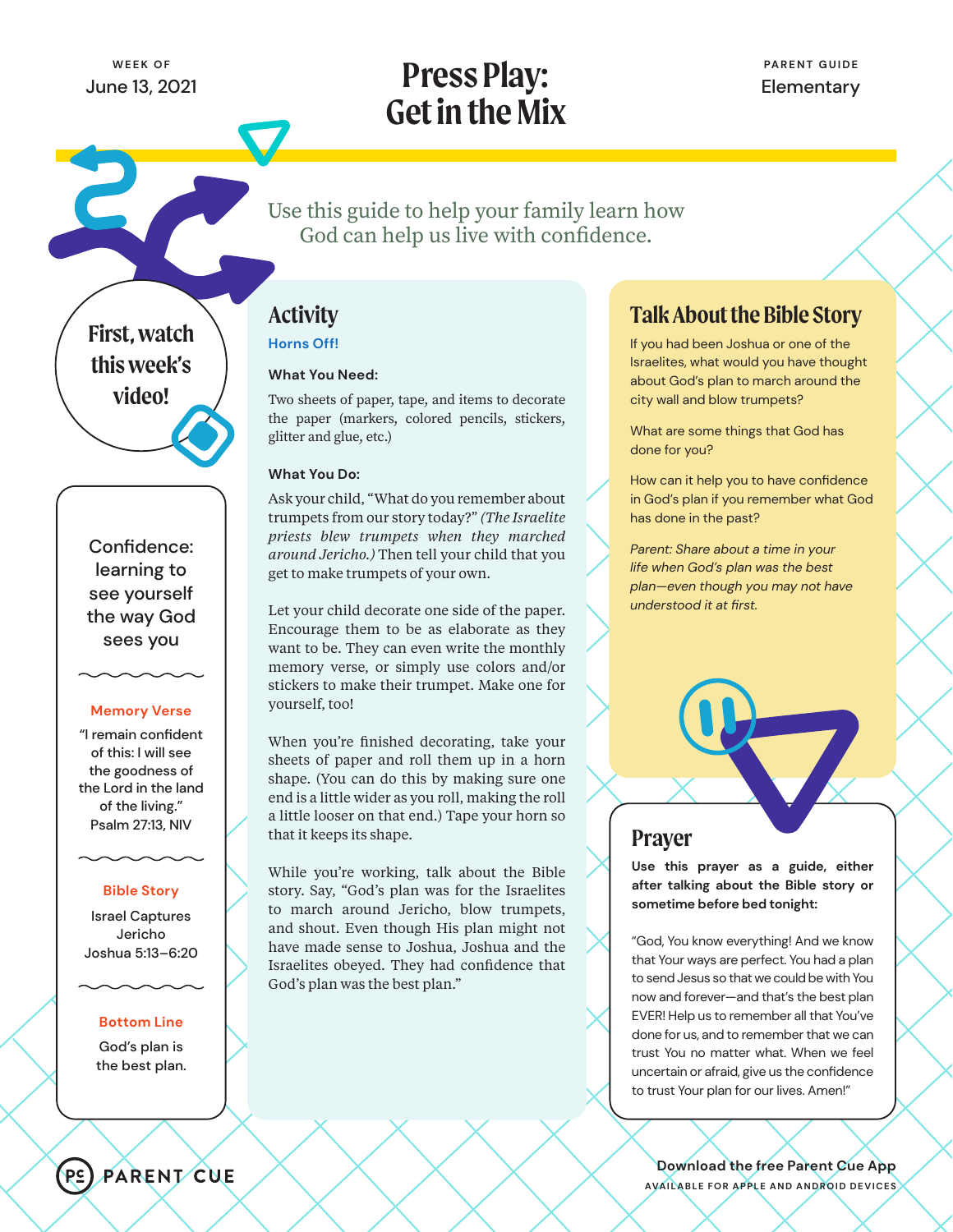WEEK OF
June 13, 2021

# Press Play: Get in the Mix

PARENT GUIDE
Elementary

Use this guide to help your family learn how God can help us live with confidence.

**First, watch this week's video!**

Confidence: learning to see yourself the way God sees you

**Memory Verse**

"I remain confident of this: I will see the goodness of the Lord in the land of the living."
Psalm 27:13, NIV

**Bible Story**

Israel Captures Jericho
Joshua 5:13–6:20

**Bottom Line**

God's plan is the best plan.

## Activity

**Horns Off!**

**What You Need:**

Two sheets of paper, tape, and items to decorate the paper (markers, colored pencils, stickers, glitter and glue, etc.)

**What You Do:**

Ask your child, "What do you remember about trumpets from our story today?" *(The Israelite priests blew trumpets when they marched around Jericho.)* Then tell your child that you get to make trumpets of your own.

Let your child decorate one side of the paper. Encourage them to be as elaborate as they want to be. They can even write the monthly memory verse, or simply use colors and/or stickers to make their trumpet. Make one for yourself, too!

When you're finished decorating, take your sheets of paper and roll them up in a horn shape. (You can do this by making sure one end is a little wider as you roll, making the roll a little looser on that end.) Tape your horn so that it keeps its shape.

While you're working, talk about the Bible story. Say, "God's plan was for the Israelites to march around Jericho, blow trumpets, and shout. Even though His plan might not have made sense to Joshua, Joshua and the Israelites obeyed. They had confidence that God's plan was the best plan."

## Talk About the Bible Story

If you had been Joshua or one of the Israelites, what would you have thought about God's plan to march around the city wall and blow trumpets?

What are some things that God has done for you?

How can it help you to have confidence in God's plan if you remember what God has done in the past?

*Parent: Share about a time in your life when God's plan was the best plan—even though you may not have understood it at first.*

## Prayer

**Use this prayer as a guide, either after talking about the Bible story or sometime before bed tonight:**

"God, You know everything! And we know that Your ways are perfect. You had a plan to send Jesus so that we could be with You now and forever—and that's the best plan EVER! Help us to remember all that You've done for us, and to remember that we can trust You no matter what. When we feel uncertain or afraid, give us the confidence to trust Your plan for our lives. Amen!"

PARENT CUE

Download the free Parent Cue App
AVAILABLE FOR APPLE AND ANDROID DEVICES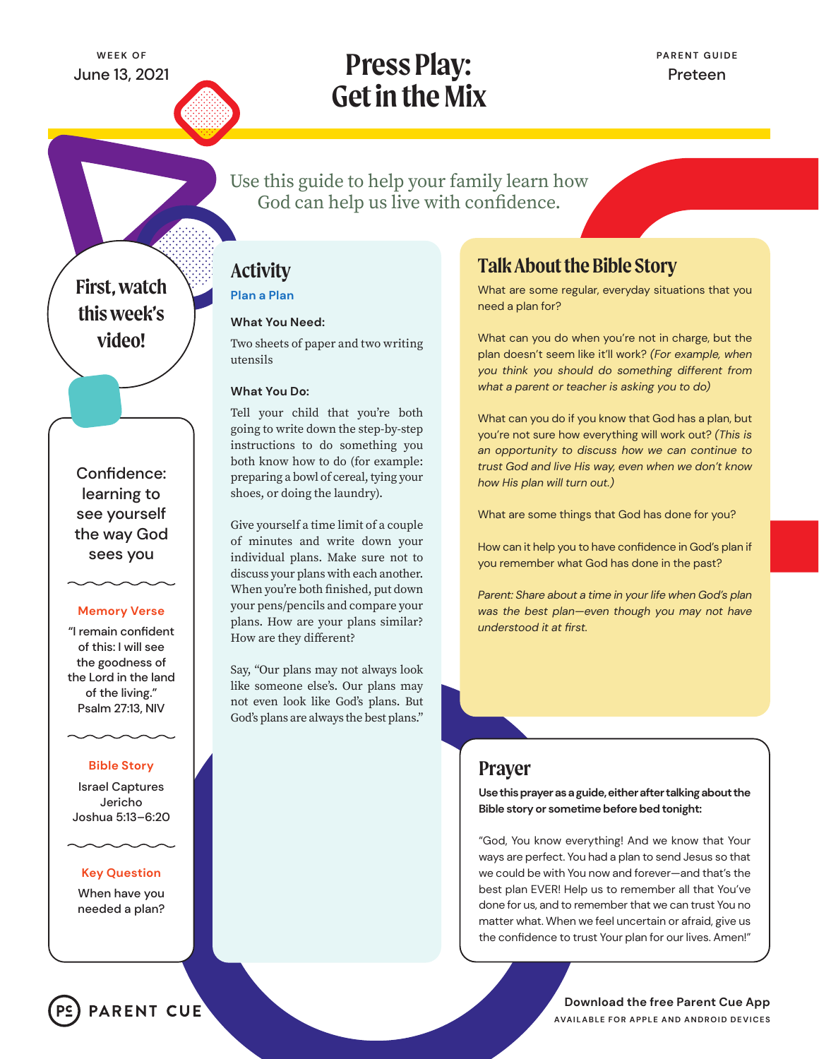WEEK OF
June 13, 2021

# Press Play: Get in the Mix

PARENT GUIDE
Preteen

Use this guide to help your family learn how God can help us live with confidence.

## First, watch this week's video!

Confidence: learning to see yourself the way God sees you

**Memory Verse**

"I remain confident of this: I will see the goodness of the Lord in the land of the living." Psalm 27:13, NIV

**Bible Story**

Israel Captures Jericho
Joshua 5:13–6:20

**Key Question**

When have you needed a plan?

## Activity

**Plan a Plan**

**What You Need:**

Two sheets of paper and two writing utensils

**What You Do:**

Tell your child that you're both going to write down the step-by-step instructions to do something you both know how to do (for example: preparing a bowl of cereal, tying your shoes, or doing the laundry).

Give yourself a time limit of a couple of minutes and write down your individual plans. Make sure not to discuss your plans with each another. When you're both finished, put down your pens/pencils and compare your plans. How are your plans similar? How are they different?

Say, "Our plans may not always look like someone else's. Our plans may not even look like God's plans. But God's plans are always the best plans."

## Talk About the Bible Story

What are some regular, everyday situations that you need a plan for?

What can you do when you're not in charge, but the plan doesn't seem like it'll work? *(For example, when you think you should do something different from what a parent or teacher is asking you to do)*

What can you do if you know that God has a plan, but you're not sure how everything will work out? *(This is an opportunity to discuss how we can continue to trust God and live His way, even when we don't know how His plan will turn out.)*

What are some things that God has done for you?

How can it help you to have confidence in God's plan if you remember what God has done in the past?

*Parent: Share about a time in your life when God's plan was the best plan—even though you may not have understood it at first.*

## Prayer

**Use this prayer as a guide, either after talking about the Bible story or sometime before bed tonight:**

"God, You know everything! And we know that Your ways are perfect. You had a plan to send Jesus so that we could be with You now and forever—and that's the best plan EVER! Help us to remember all that You've done for us, and to remember that we can trust You no matter what. When we feel uncertain or afraid, give us the confidence to trust Your plan for our lives. Amen!"

PARENT CUE

Download the free Parent Cue App
AVAILABLE FOR APPLE AND ANDROID DEVICES